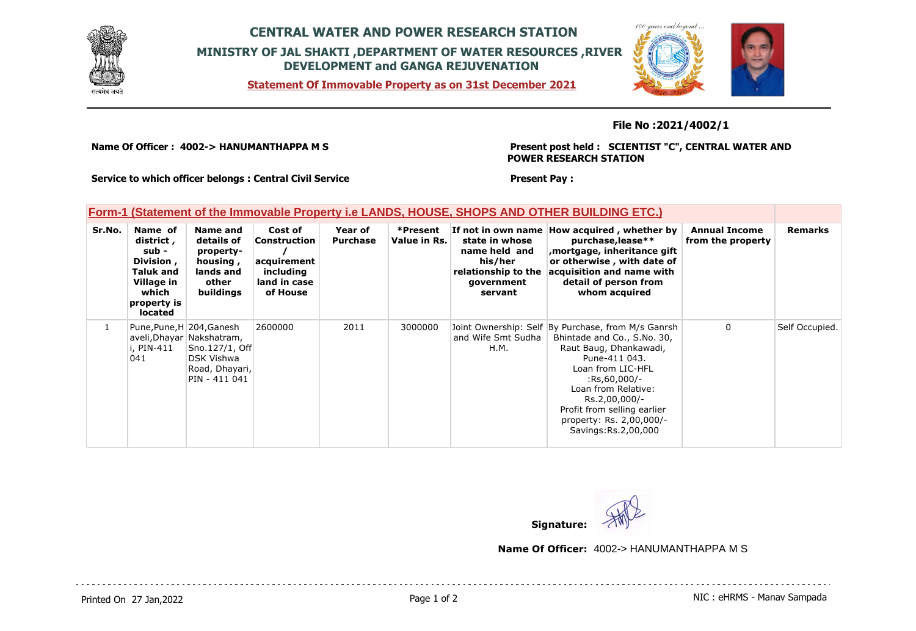# CENTRAL WATER AND POWER RESEARCH STATION

## MINISTRY OF JAL SHAKTI ,DEPARTMENT OF WATER RESOURCES ,RIVER DEVELOPMENT and GANGA REJUVENATION

**Statement Of Immovable Property as on 31st December 2021**

**File No :2021/4002/1**

**Name Of Officer : 4002-> HANUMANTHAPPA M S**

**Present post held : SCIENTIST "C", CENTRAL WATER AND POWER RESEARCH STATION**

**Service to which officer belongs : Central Civil Service**

**Present Pay :**

### Form-1 (Statement of the Immovable Property i.e LANDS, HOUSE, SHOPS AND OTHER BUILDING ETC.)

| Sr.No. | Name of district , sub - Division , Taluk and Village in which property is located | Name and details of property- housing , lands and other buildings | Cost of Construction / acquirement including land in case of House | Year of Purchase | *Present Value in Rs. | If not in own name state in whose name held and his/her relationship to the government servant | How acquired , whether by purchase,lease** ,mortgage, inheritance gift or otherwise , with date of acquisition and name with detail of person from whom acquired | Annual Income from the property | Remarks |
|---|---|---|---|---|---|---|---|---|---|
| 1 | Pune,Pune,Haveli,Dhayari, PIN-411 041 | 204,Ganesh Nakshatram, Sno.127/1, Off DSK Vishwa Road, Dhayari, PIN - 411 041 | 2600000 | 2011 | 3000000 | Joint Ownership: Self and Wife Smt Sudha H.M. | By Purchase, from M/s Ganrsh Bhintade and Co., S.No. 30, Raut Baug, Dhankawadi, Pune-411 043. Loan from LIC-HFL :Rs,60,000/- Loan from Relative: Rs.2,00,000/- Profit from selling earlier property: Rs. 2,00,000/- Savings:Rs.2,00,000 | 0 | Self Occupied. |

**Signature:**

**Name Of Officer:** 4002-> HANUMANTHAPPA M S

Printed On 27 Jan,2022

NIC : eHRMS - Manav Sampada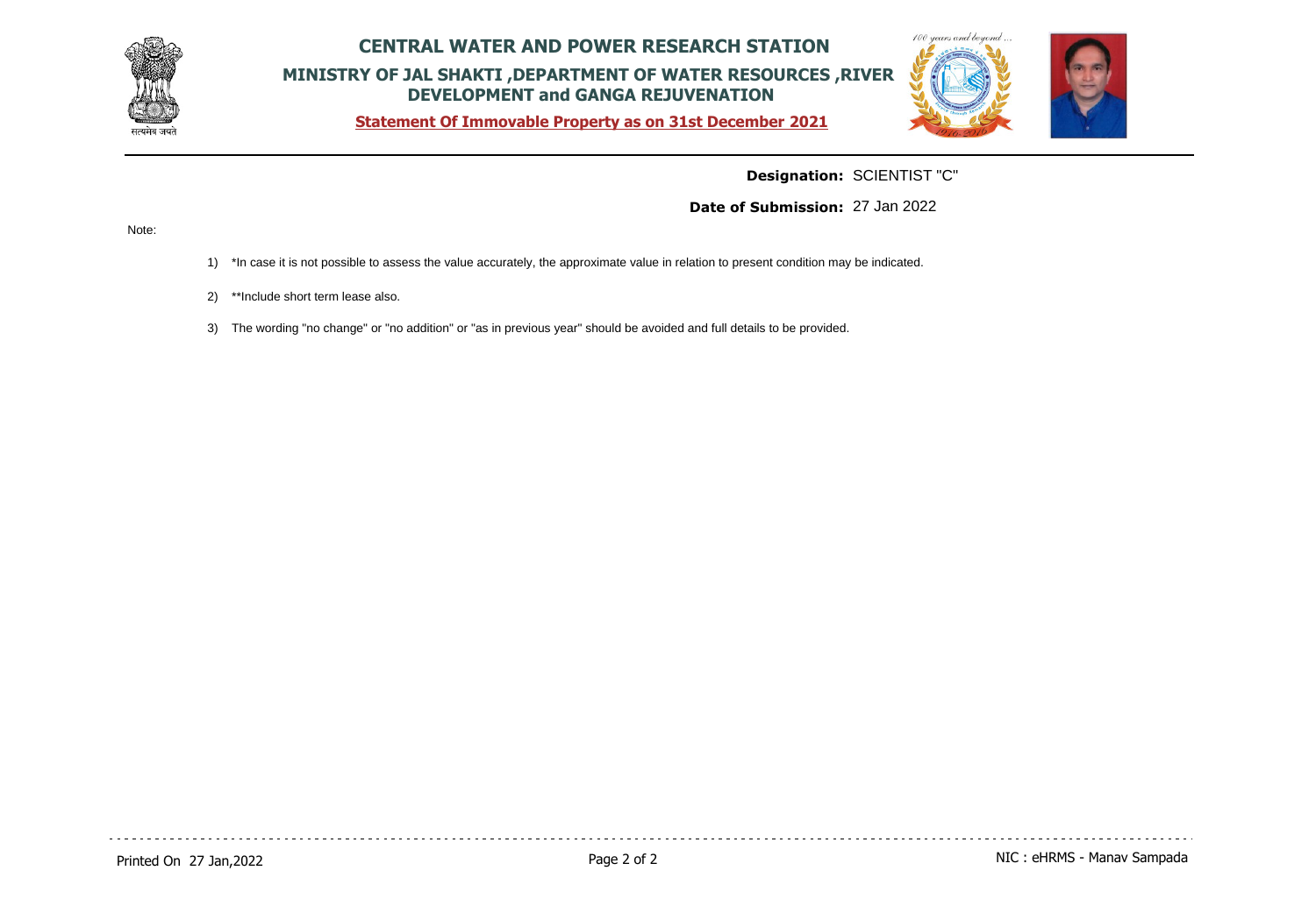# CENTRAL WATER AND POWER RESEARCH STATION

## MINISTRY OF JAL SHAKTI ,DEPARTMENT OF WATER RESOURCES ,RIVER DEVELOPMENT and GANGA REJUVENATION

**Statement Of Immovable Property as on 31st December 2021**

**Designation:** SCIENTIST "C"

**Date of Submission:** 27 Jan 2022

Note:

1) *In case it is not possible to assess the value accurately, the approximate value in relation to present condition may be indicated.
2) **Include short term lease also.
3) The wording "no change" or "no addition" or "as in previous year" should be avoided and full details to be provided.